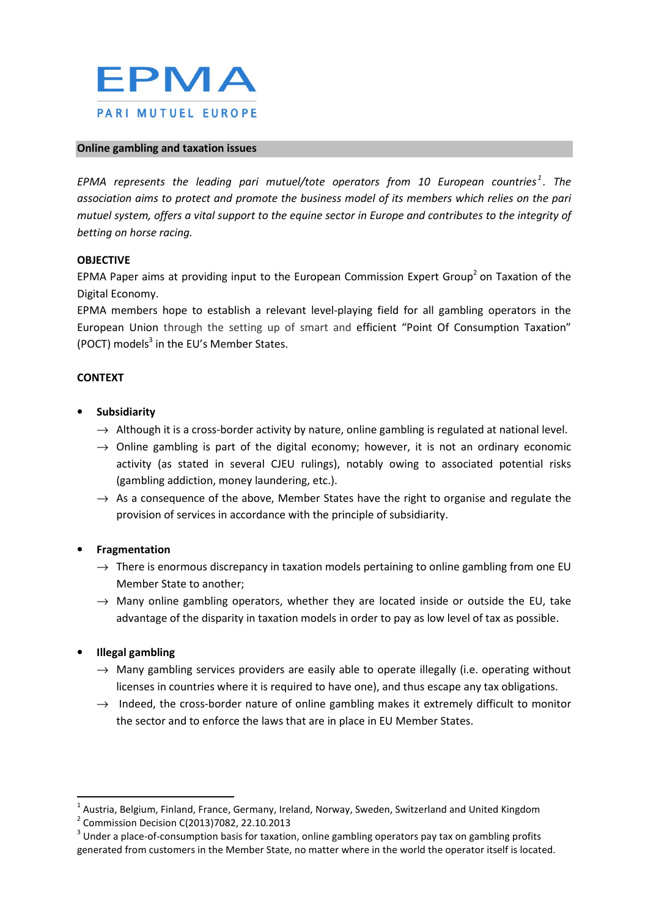# EPMA

PARI MUTUEL EUROPE

## Online gambling and taxation issues

*EPMA represents the leading pari mutuel/tote operators from 10 European countries[1]. The association aims to protect and promote the business model of its members which relies on the pari mutuel system, offers a vital support to the equine sector in Europe and contributes to the integrity of betting on horse racing.*

**OBJECTIVE**

EPMA Paper aims at providing input to the European Commission Expert Group[2] on Taxation of the Digital Economy.

EPMA members hope to establish a relevant level-playing field for all gambling operators in the European Union through the setting up of smart and efficient "Point Of Consumption Taxation" (POCT) models[3] in the EU's Member States.

**CONTEXT**

- **Subsidiarity**
  - → Although it is a cross-border activity by nature, online gambling is regulated at national level.
  - → Online gambling is part of the digital economy; however, it is not an ordinary economic activity (as stated in several CJEU rulings), notably owing to associated potential risks (gambling addiction, money laundering, etc.).
  - → As a consequence of the above, Member States have the right to organise and regulate the provision of services in accordance with the principle of subsidiarity.

- **Fragmentation**
  - → There is enormous discrepancy in taxation models pertaining to online gambling from one EU Member State to another;
  - → Many online gambling operators, whether they are located inside or outside the EU, take advantage of the disparity in taxation models in order to pay as low level of tax as possible.

- **Illegal gambling**
  - → Many gambling services providers are easily able to operate illegally (i.e. operating without licenses in countries where it is required to have one), and thus escape any tax obligations.
  - → Indeed, the cross-border nature of online gambling makes it extremely difficult to monitor the sector and to enforce the laws that are in place in EU Member States.

---

[1] Austria, Belgium, Finland, France, Germany, Ireland, Norway, Sweden, Switzerland and United Kingdom

[2] Commission Decision C(2013)7082, 22.10.2013

[3] Under a place-of-consumption basis for taxation, online gambling operators pay tax on gambling profits generated from customers in the Member State, no matter where in the world the operator itself is located.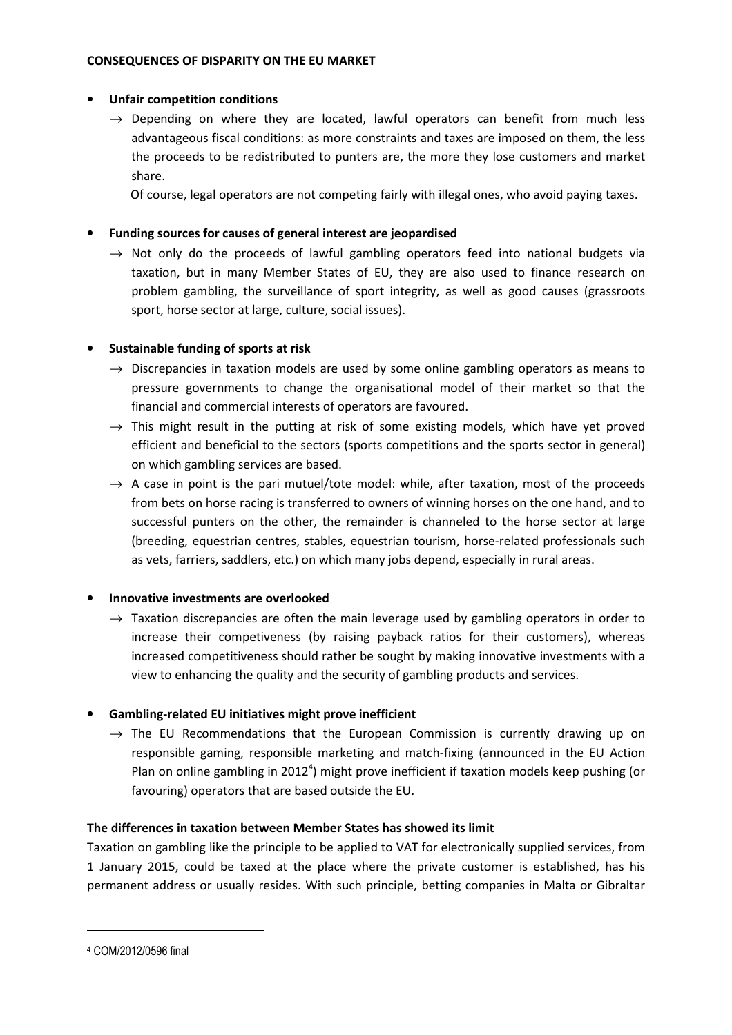**CONSEQUENCES OF DISPARITY ON THE EU MARKET**

- **Unfair competition conditions**
  - → Depending on where they are located, lawful operators can benefit from much less advantageous fiscal conditions: as more constraints and taxes are imposed on them, the less the proceeds to be redistributed to punters are, the more they lose customers and market share.

    Of course, legal operators are not competing fairly with illegal ones, who avoid paying taxes.

- **Funding sources for causes of general interest are jeopardised**
  - → Not only do the proceeds of lawful gambling operators feed into national budgets via taxation, but in many Member States of EU, they are also used to finance research on problem gambling, the surveillance of sport integrity, as well as good causes (grassroots sport, horse sector at large, culture, social issues).

- **Sustainable funding of sports at risk**
  - → Discrepancies in taxation models are used by some online gambling operators as means to pressure governments to change the organisational model of their market so that the financial and commercial interests of operators are favoured.
  - → This might result in the putting at risk of some existing models, which have yet proved efficient and beneficial to the sectors (sports competitions and the sports sector in general) on which gambling services are based.
  - → A case in point is the pari mutuel/tote model: while, after taxation, most of the proceeds from bets on horse racing is transferred to owners of winning horses on the one hand, and to successful punters on the other, the remainder is channeled to the horse sector at large (breeding, equestrian centres, stables, equestrian tourism, horse-related professionals such as vets, farriers, saddlers, etc.) on which many jobs depend, especially in rural areas.

- **Innovative investments are overlooked**
  - → Taxation discrepancies are often the main leverage used by gambling operators in order to increase their competiveness (by raising payback ratios for their customers), whereas increased competitiveness should rather be sought by making innovative investments with a view to enhancing the quality and the security of gambling products and services.

- **Gambling-related EU initiatives might prove inefficient**
  - → The EU Recommendations that the European Commission is currently drawing up on responsible gaming, responsible marketing and match-fixing (announced in the EU Action Plan on online gambling in 2012[4]) might prove inefficient if taxation models keep pushing (or favouring) operators that are based outside the EU.

**The differences in taxation between Member States has showed its limit**

Taxation on gambling like the principle to be applied to VAT for electronically supplied services, from 1 January 2015, could be taxed at the place where the private customer is established, has his permanent address or usually resides. With such principle, betting companies in Malta or Gibraltar

[4] COM/2012/0596 final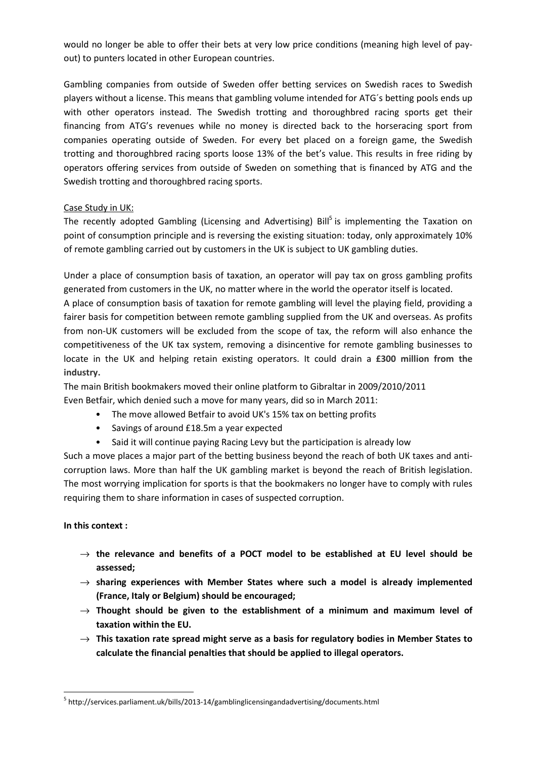would no longer be able to offer their bets at very low price conditions (meaning high level of pay-out) to punters located in other European countries.

Gambling companies from outside of Sweden offer betting services on Swedish races to Swedish players without a license. This means that gambling volume intended for ATG´s betting pools ends up with other operators instead. The Swedish trotting and thoroughbred racing sports get their financing from ATG's revenues while no money is directed back to the horseracing sport from companies operating outside of Sweden. For every bet placed on a foreign game, the Swedish trotting and thoroughbred racing sports loose 13% of the bet's value. This results in free riding by operators offering services from outside of Sweden on something that is financed by ATG and the Swedish trotting and thoroughbred racing sports.

Case Study in UK:

The recently adopted Gambling (Licensing and Advertising) Bill[5] is implementing the Taxation on point of consumption principle and is reversing the existing situation: today, only approximately 10% of remote gambling carried out by customers in the UK is subject to UK gambling duties.

Under a place of consumption basis of taxation, an operator will pay tax on gross gambling profits generated from customers in the UK, no matter where in the world the operator itself is located.

A place of consumption basis of taxation for remote gambling will level the playing field, providing a fairer basis for competition between remote gambling supplied from the UK and overseas. As profits from non-UK customers will be excluded from the scope of tax, the reform will also enhance the competitiveness of the UK tax system, removing a disincentive for remote gambling businesses to locate in the UK and helping retain existing operators. It could drain a **£300 million from the industry.**

The main British bookmakers moved their online platform to Gibraltar in 2009/2010/2011

Even Betfair, which denied such a move for many years, did so in March 2011:

- The move allowed Betfair to avoid UK's 15% tax on betting profits
- Savings of around £18.5m a year expected
- Said it will continue paying Racing Levy but the participation is already low

Such a move places a major part of the betting business beyond the reach of both UK taxes and anti-corruption laws. More than half the UK gambling market is beyond the reach of British legislation. The most worrying implication for sports is that the bookmakers no longer have to comply with rules requiring them to share information in cases of suspected corruption.

**In this context :**

- → **the relevance and benefits of a POCT model to be established at EU level should be assessed;**
- → **sharing experiences with Member States where such a model is already implemented (France, Italy or Belgium) should be encouraged;**
- → **Thought should be given to the establishment of a minimum and maximum level of taxation within the EU.**
- → **This taxation rate spread might serve as a basis for regulatory bodies in Member States to calculate the financial penalties that should be applied to illegal operators.**

[5] http://services.parliament.uk/bills/2013-14/gamblinglicensingandadvertising/documents.html